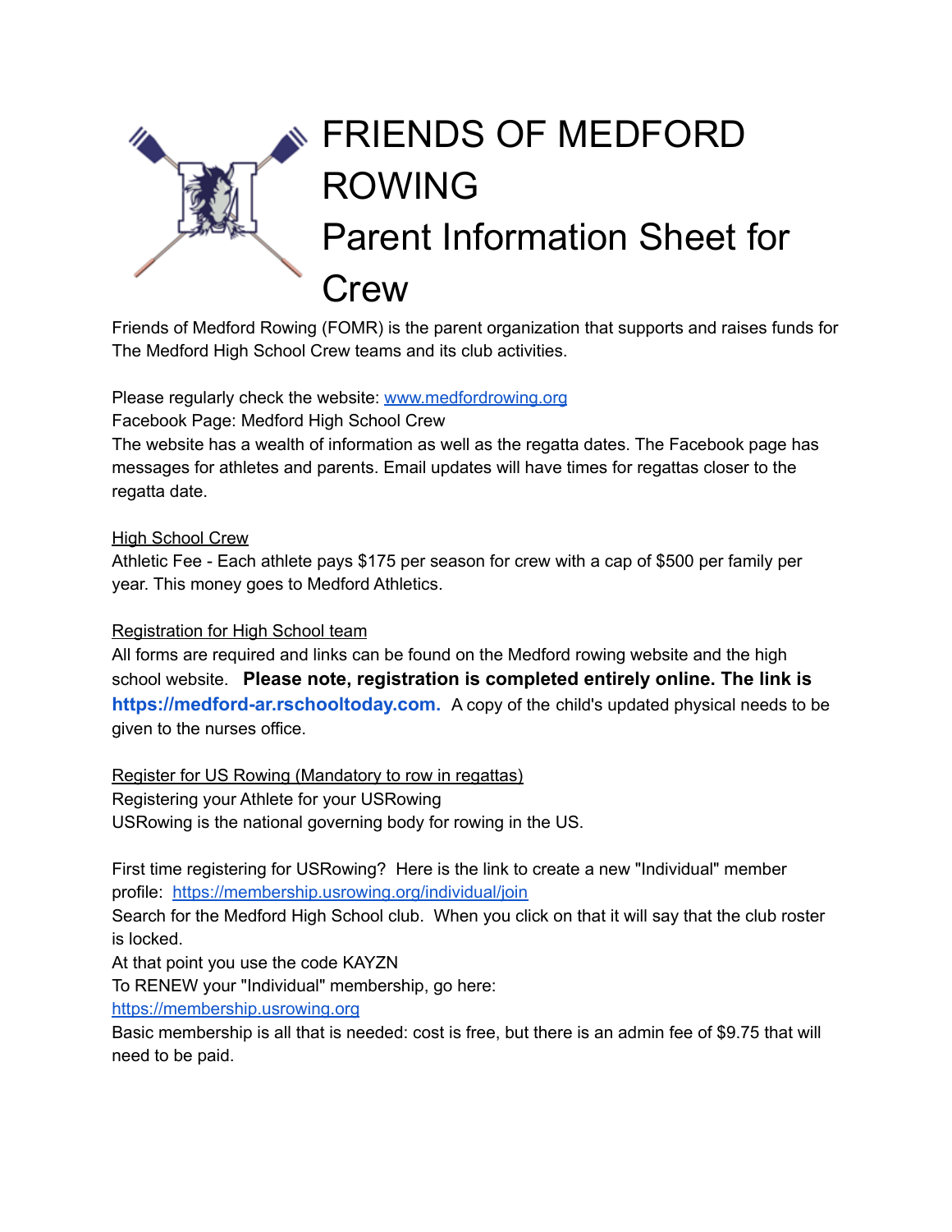# FRIENDS OF MEDFORD ROWING
# Parent Information Sheet for Crew

Friends of Medford Rowing (FOMR) is the parent organization that supports and raises funds for The Medford High School Crew teams and its club activities.

Please regularly check the website: [www.medfordrowing.org](http://www.medfordrowing.org)
Facebook Page: Medford High School Crew
The website has a wealth of information as well as the regatta dates. The Facebook page has messages for athletes and parents. Email updates will have times for regattas closer to the regatta date.

<u>High School Crew</u>
Athletic Fee - Each athlete pays $175 per season for crew with a cap of $500 per family per year. This money goes to Medford Athletics.

<u>Registration for High School team</u>
All forms are required and links can be found on the Medford rowing website and the high school website. **Please note, registration is completed entirely online. The link is https://medford-ar.rschooltoday.com.** A copy of the child's updated physical needs to be given to the nurses office.

<u>Register for US Rowing (Mandatory to row in regattas)</u>
Registering your Athlete for your USRowing
USRowing is the national governing body for rowing in the US.

First time registering for USRowing? Here is the link to create a new "Individual" member profile: [https://membership.usrowing.org/individual/join](https://membership.usrowing.org/individual/join)
Search for the Medford High School club. When you click on that it will say that the club roster is locked.
At that point you use the code KAYZN
To RENEW your "Individual" membership, go here:
[https://membership.usrowing.org](https://membership.usrowing.org)
Basic membership is all that is needed: cost is free, but there is an admin fee of $9.75 that will need to be paid.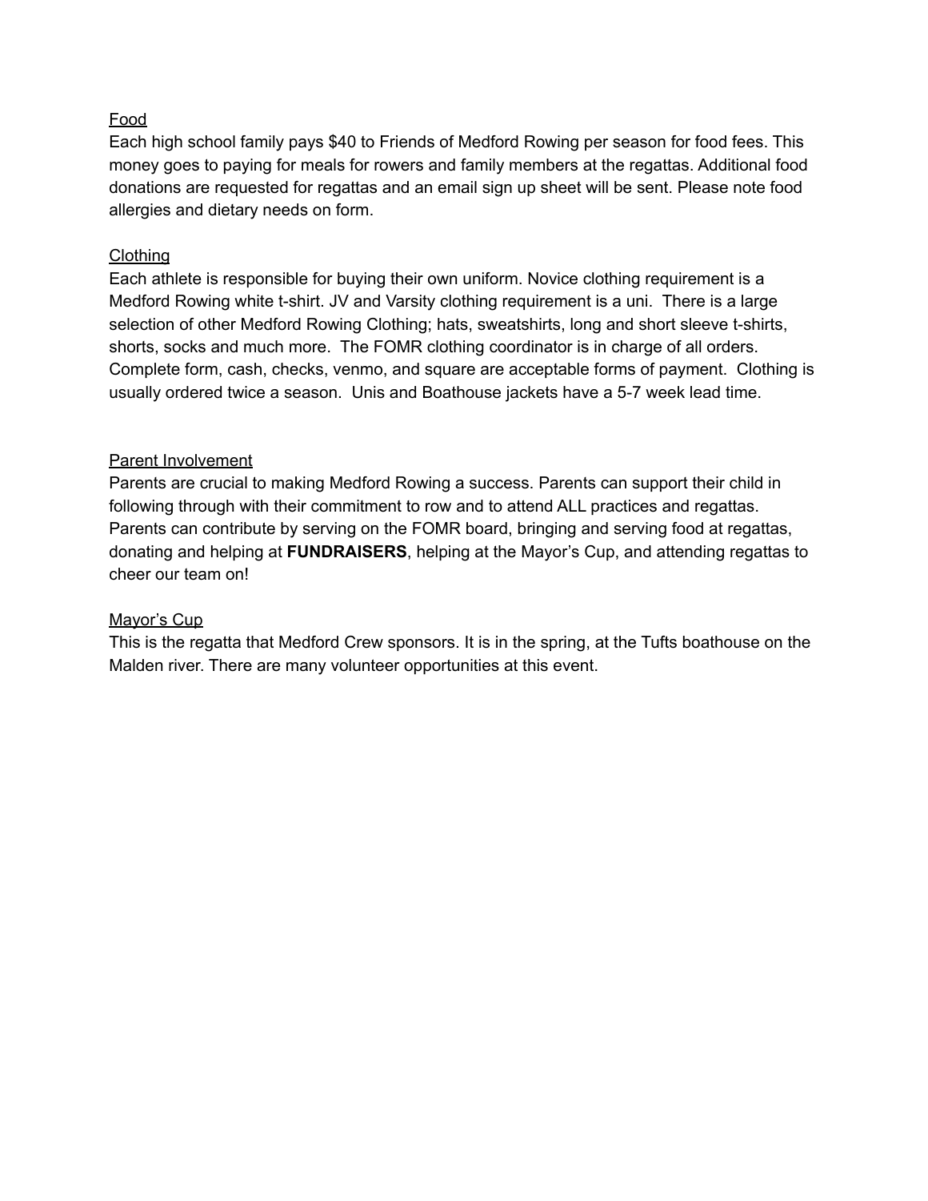## Food

Each high school family pays $40 to Friends of Medford Rowing per season for food fees. This money goes to paying for meals for rowers and family members at the regattas. Additional food donations are requested for regattas and an email sign up sheet will be sent. Please note food allergies and dietary needs on form.

## Clothing

Each athlete is responsible for buying their own uniform. Novice clothing requirement is a Medford Rowing white t-shirt. JV and Varsity clothing requirement is a uni. There is a large selection of other Medford Rowing Clothing; hats, sweatshirts, long and short sleeve t-shirts, shorts, socks and much more. The FOMR clothing coordinator is in charge of all orders. Complete form, cash, checks, venmo, and square are acceptable forms of payment. Clothing is usually ordered twice a season. Unis and Boathouse jackets have a 5-7 week lead time.

## Parent Involvement

Parents are crucial to making Medford Rowing a success. Parents can support their child in following through with their commitment to row and to attend ALL practices and regattas. Parents can contribute by serving on the FOMR board, bringing and serving food at regattas, donating and helping at **FUNDRAISERS**, helping at the Mayor's Cup, and attending regattas to cheer our team on!

## Mayor's Cup

This is the regatta that Medford Crew sponsors. It is in the spring, at the Tufts boathouse on the Malden river. There are many volunteer opportunities at this event.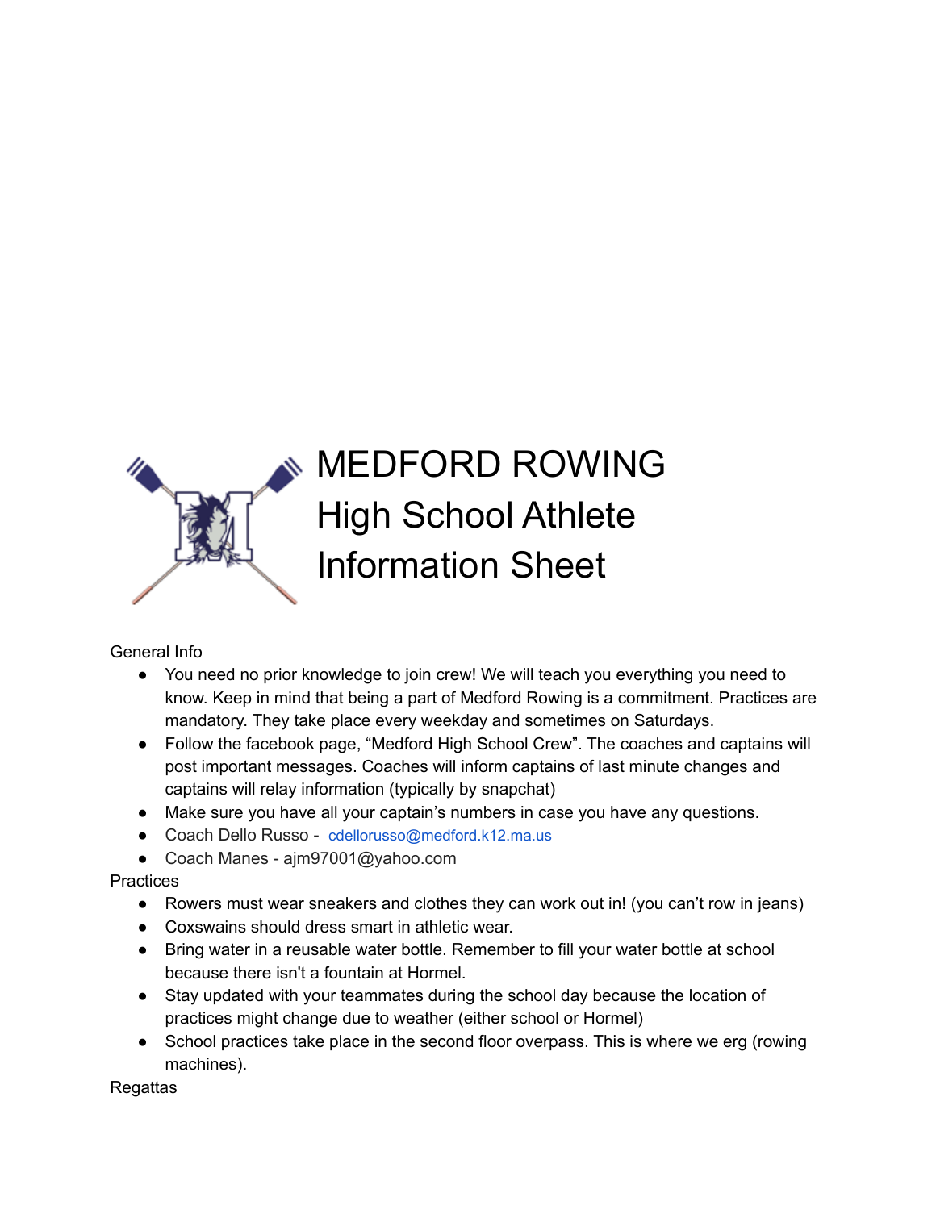# MEDFORD ROWING High School Athlete Information Sheet

General Info

- You need no prior knowledge to join crew! We will teach you everything you need to know. Keep in mind that being a part of Medford Rowing is a commitment. Practices are mandatory. They take place every weekday and sometimes on Saturdays.
- Follow the facebook page, "Medford High School Crew". The coaches and captains will post important messages. Coaches will inform captains of last minute changes and captains will relay information (typically by snapchat)
- Make sure you have all your captain's numbers in case you have any questions.
- Coach Dello Russo - cdellorusso@medford.k12.ma.us
- Coach Manes - ajm97001@yahoo.com

Practices

- Rowers must wear sneakers and clothes they can work out in! (you can't row in jeans)
- Coxswains should dress smart in athletic wear.
- Bring water in a reusable water bottle. Remember to fill your water bottle at school because there isn't a fountain at Hormel.
- Stay updated with your teammates during the school day because the location of practices might change due to weather (either school or Hormel)
- School practices take place in the second floor overpass. This is where we erg (rowing machines).

Regattas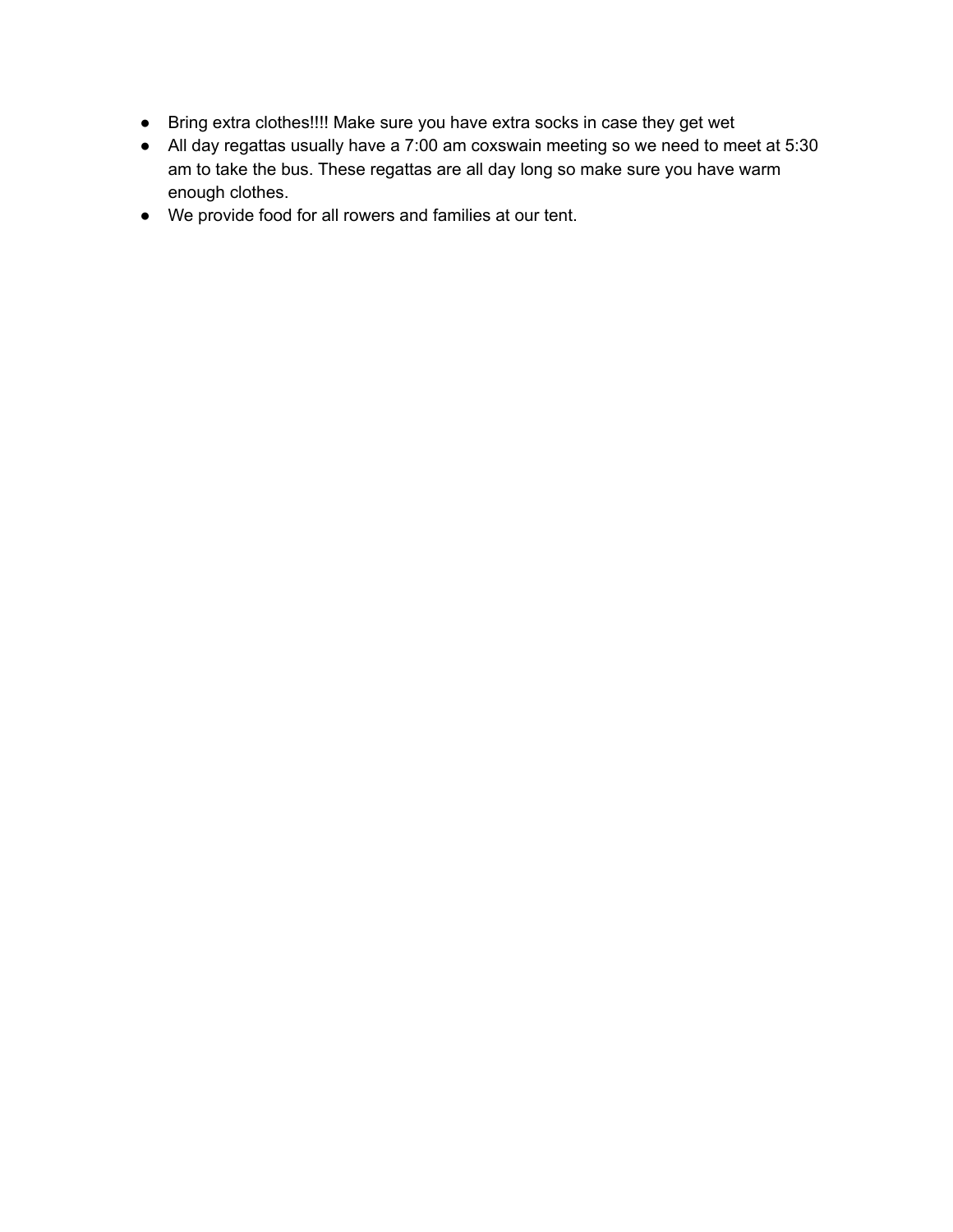- Bring extra clothes!!!! Make sure you have extra socks in case they get wet
- All day regattas usually have a 7:00 am coxswain meeting so we need to meet at 5:30 am to take the bus. These regattas are all day long so make sure you have warm enough clothes.
- We provide food for all rowers and families at our tent.